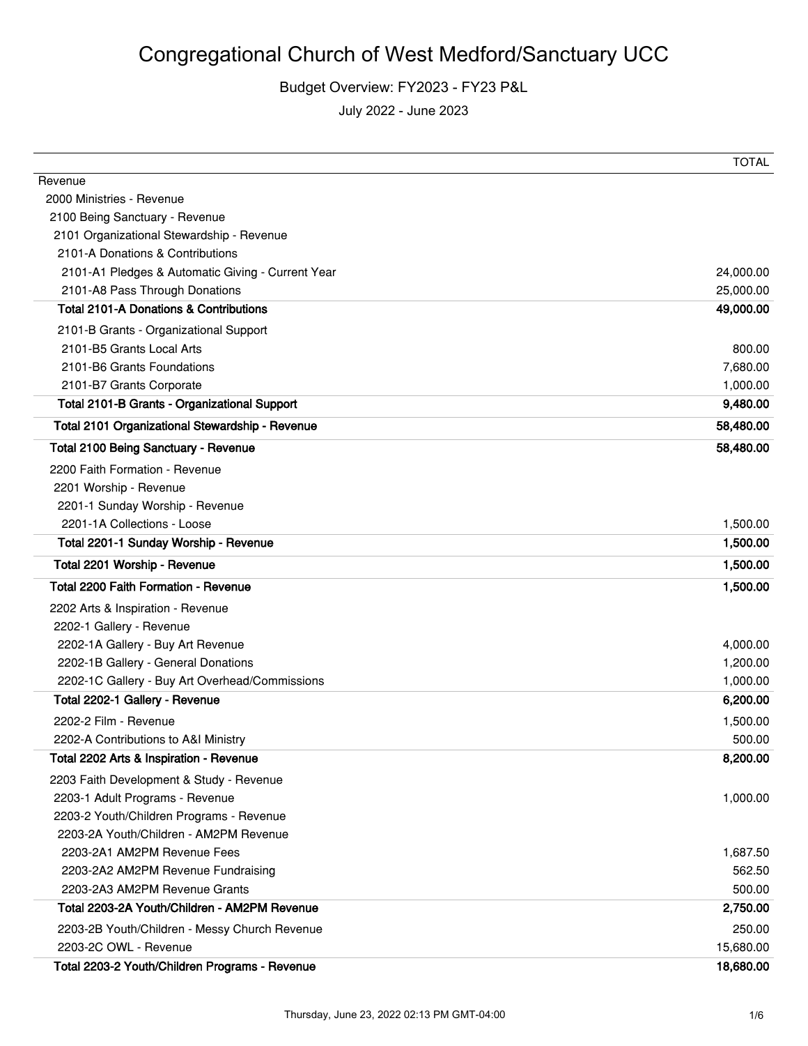# Congregational Church of West Medford/Sanctuary UCC

## Budget Overview: FY2023 - FY23 P&L

July 2022 - June 2023

| | TOTAL |
|---|---|
| Revenue | |
| 2000 Ministries - Revenue | |
| 2100 Being Sanctuary - Revenue | |
| 2101 Organizational Stewardship - Revenue | |
| 2101-A Donations & Contributions | |
| 2101-A1 Pledges & Automatic Giving - Current Year | 24,000.00 |
| 2101-A8 Pass Through Donations | 25,000.00 |
| **Total 2101-A Donations & Contributions** | **49,000.00** |
| 2101-B Grants - Organizational Support | |
| 2101-B5 Grants Local Arts | 800.00 |
| 2101-B6 Grants Foundations | 7,680.00 |
| 2101-B7 Grants Corporate | 1,000.00 |
| **Total 2101-B Grants - Organizational Support** | **9,480.00** |
| **Total 2101 Organizational Stewardship - Revenue** | **58,480.00** |
| **Total 2100 Being Sanctuary - Revenue** | **58,480.00** |
| 2200 Faith Formation - Revenue | |
| 2201 Worship - Revenue | |
| 2201-1 Sunday Worship - Revenue | |
| 2201-1A Collections - Loose | 1,500.00 |
| **Total 2201-1 Sunday Worship - Revenue** | **1,500.00** |
| **Total 2201 Worship - Revenue** | **1,500.00** |
| **Total 2200 Faith Formation - Revenue** | **1,500.00** |
| 2202 Arts & Inspiration - Revenue | |
| 2202-1 Gallery - Revenue | |
| 2202-1A Gallery - Buy Art Revenue | 4,000.00 |
| 2202-1B Gallery - General Donations | 1,200.00 |
| 2202-1C Gallery - Buy Art Overhead/Commissions | 1,000.00 |
| **Total 2202-1 Gallery - Revenue** | **6,200.00** |
| 2202-2 Film - Revenue | 1,500.00 |
| 2202-A Contributions to A&I Ministry | 500.00 |
| **Total 2202 Arts & Inspiration - Revenue** | **8,200.00** |
| 2203 Faith Development & Study - Revenue | |
| 2203-1 Adult Programs - Revenue | 1,000.00 |
| 2203-2 Youth/Children Programs - Revenue | |
| 2203-2A Youth/Children - AM2PM Revenue | |
| 2203-2A1 AM2PM Revenue Fees | 1,687.50 |
| 2203-2A2 AM2PM Revenue Fundraising | 562.50 |
| 2203-2A3 AM2PM Revenue Grants | 500.00 |
| **Total 2203-2A Youth/Children - AM2PM Revenue** | **2,750.00** |
| 2203-2B Youth/Children - Messy Church Revenue | 250.00 |
| 2203-2C OWL - Revenue | 15,680.00 |
| **Total 2203-2 Youth/Children Programs - Revenue** | **18,680.00** |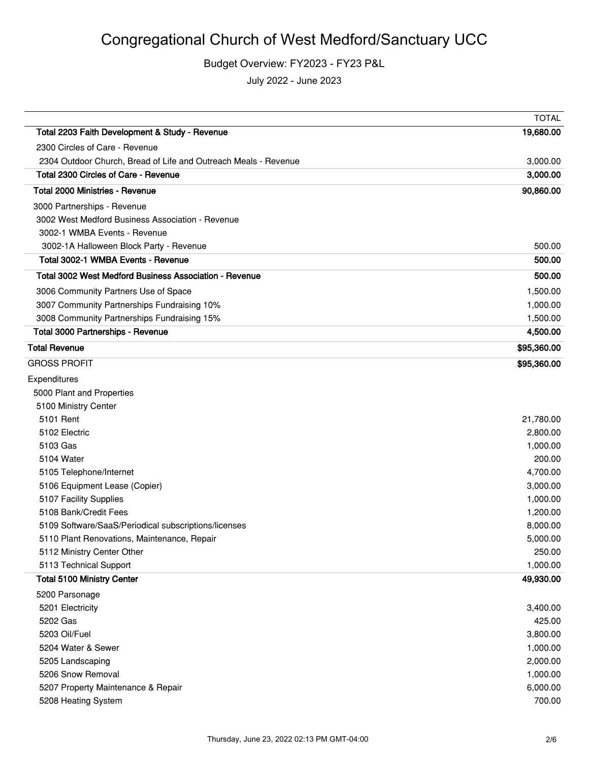# Congregational Church of West Medford/Sanctuary UCC

## Budget Overview: FY2023 - FY23 P&L

July 2022 - June 2023

| | TOTAL |
|---|---|
| **Total 2203 Faith Development & Study - Revenue** | **19,680.00** |
| 2300 Circles of Care - Revenue | |
| 2304 Outdoor Church, Bread of Life and Outreach Meals - Revenue | 3,000.00 |
| **Total 2300 Circles of Care - Revenue** | **3,000.00** |
| **Total 2000 Ministries - Revenue** | **90,860.00** |
| 3000 Partnerships - Revenue | |
| 3002 West Medford Business Association - Revenue | |
| 3002-1 WMBA Events - Revenue | |
| 3002-1A Halloween Block Party - Revenue | 500.00 |
| **Total 3002-1 WMBA Events - Revenue** | **500.00** |
| **Total 3002 West Medford Business Association - Revenue** | **500.00** |
| 3006 Community Partners Use of Space | 1,500.00 |
| 3007 Community Partnerships Fundraising 10% | 1,000.00 |
| 3008 Community Partnerships Fundraising 15% | 1,500.00 |
| **Total 3000 Partnerships - Revenue** | **4,500.00** |
| **Total Revenue** | **$95,360.00** |
| GROSS PROFIT | **$95,360.00** |
| Expenditures | |
| 5000 Plant and Properties | |
| 5100 Ministry Center | |
| 5101 Rent | 21,780.00 |
| 5102 Electric | 2,800.00 |
| 5103 Gas | 1,000.00 |
| 5104 Water | 200.00 |
| 5105 Telephone/Internet | 4,700.00 |
| 5106 Equipment Lease (Copier) | 3,000.00 |
| 5107 Facility Supplies | 1,000.00 |
| 5108 Bank/Credit Fees | 1,200.00 |
| 5109 Software/SaaS/Periodical subscriptions/licenses | 8,000.00 |
| 5110 Plant Renovations, Maintenance, Repair | 5,000.00 |
| 5112 Ministry Center Other | 250.00 |
| 5113 Technical Support | 1,000.00 |
| **Total 5100 Ministry Center** | **49,930.00** |
| 5200 Parsonage | |
| 5201 Electricity | 3,400.00 |
| 5202 Gas | 425.00 |
| 5203 Oil/Fuel | 3,800.00 |
| 5204 Water & Sewer | 1,000.00 |
| 5205 Landscaping | 2,000.00 |
| 5206 Snow Removal | 1,000.00 |
| 5207 Property Maintenance & Repair | 6,000.00 |
| 5208 Heating System | 700.00 |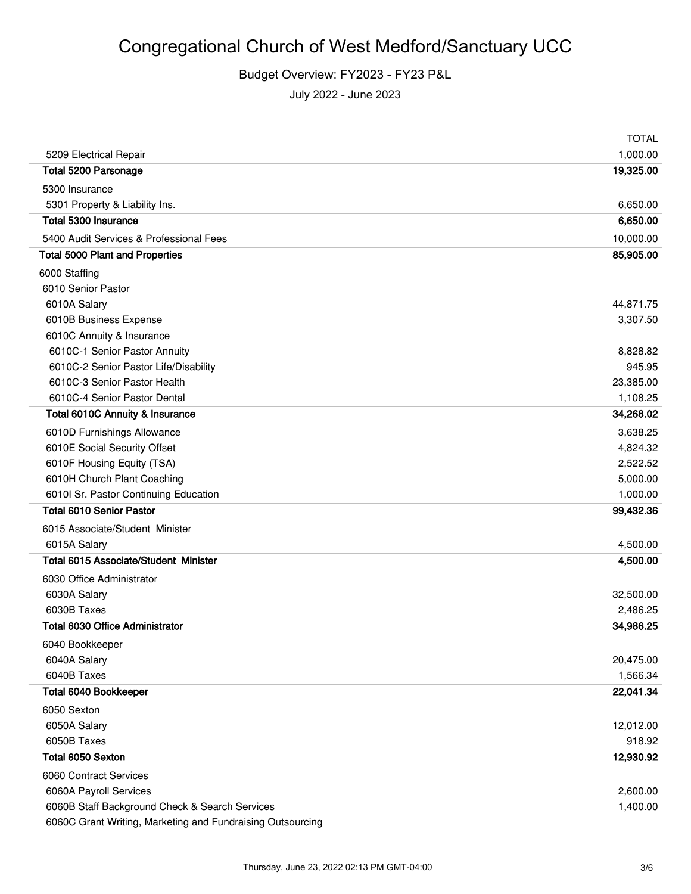# Congregational Church of West Medford/Sanctuary UCC

Budget Overview: FY2023 - FY23 P&L

July 2022 - June 2023

| | TOTAL |
|---|---|
| 5209 Electrical Repair | 1,000.00 |
| **Total 5200 Parsonage** | **19,325.00** |
| 5300 Insurance | |
| 5301 Property & Liability Ins. | 6,650.00 |
| **Total 5300 Insurance** | **6,650.00** |
| 5400 Audit Services & Professional Fees | 10,000.00 |
| **Total 5000 Plant and Properties** | **85,905.00** |
| 6000 Staffing | |
| 6010 Senior Pastor | |
| 6010A Salary | 44,871.75 |
| 6010B Business Expense | 3,307.50 |
| 6010C Annuity & Insurance | |
| 6010C-1 Senior Pastor Annuity | 8,828.82 |
| 6010C-2 Senior Pastor Life/Disability | 945.95 |
| 6010C-3 Senior Pastor Health | 23,385.00 |
| 6010C-4 Senior Pastor Dental | 1,108.25 |
| **Total 6010C Annuity & Insurance** | **34,268.02** |
| 6010D Furnishings Allowance | 3,638.25 |
| 6010E Social Security Offset | 4,824.32 |
| 6010F Housing Equity (TSA) | 2,522.52 |
| 6010H Church Plant Coaching | 5,000.00 |
| 6010I Sr. Pastor Continuing Education | 1,000.00 |
| **Total 6010 Senior Pastor** | **99,432.36** |
| 6015 Associate/Student Minister | |
| 6015A Salary | 4,500.00 |
| **Total 6015 Associate/Student Minister** | **4,500.00** |
| 6030 Office Administrator | |
| 6030A Salary | 32,500.00 |
| 6030B Taxes | 2,486.25 |
| **Total 6030 Office Administrator** | **34,986.25** |
| 6040 Bookkeeper | |
| 6040A Salary | 20,475.00 |
| 6040B Taxes | 1,566.34 |
| **Total 6040 Bookkeeper** | **22,041.34** |
| 6050 Sexton | |
| 6050A Salary | 12,012.00 |
| 6050B Taxes | 918.92 |
| **Total 6050 Sexton** | **12,930.92** |
| 6060 Contract Services | |
| 6060A Payroll Services | 2,600.00 |
| 6060B Staff Background Check & Search Services | 1,400.00 |
| 6060C Grant Writing, Marketing and Fundraising Outsourcing | |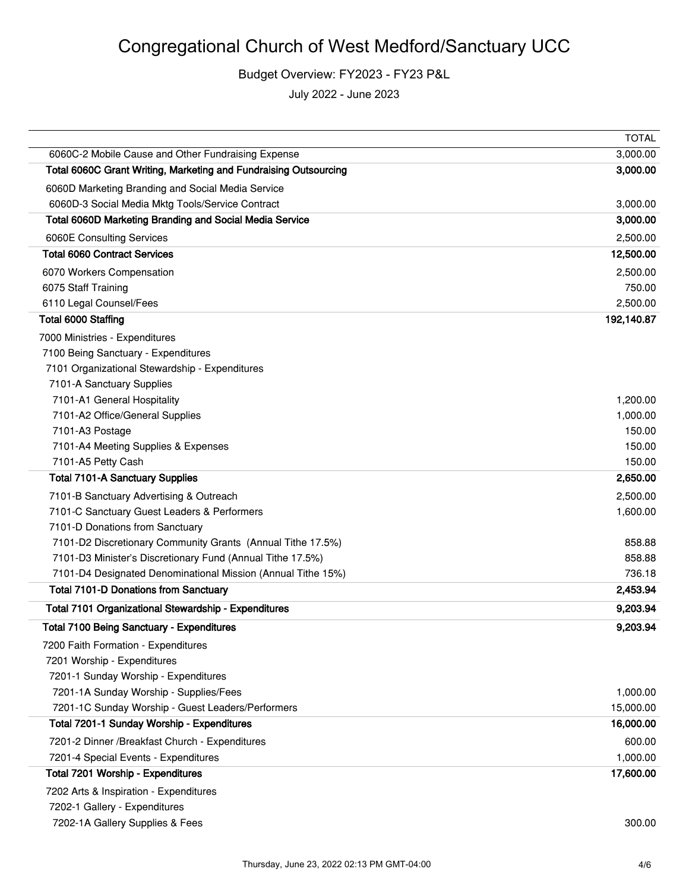# Congregational Church of West Medford/Sanctuary UCC

Budget Overview: FY2023 - FY23 P&L

July 2022 - June 2023

| | TOTAL |
|---|---|
| 6060C-2 Mobile Cause and Other Fundraising Expense | 3,000.00 |
| **Total 6060C Grant Writing, Marketing and Fundraising Outsourcing** | **3,000.00** |
| 6060D Marketing Branding and Social Media Service | |
| 6060D-3 Social Media Mktg Tools/Service Contract | 3,000.00 |
| **Total 6060D Marketing Branding and Social Media Service** | **3,000.00** |
| 6060E Consulting Services | 2,500.00 |
| **Total 6060 Contract Services** | **12,500.00** |
| 6070 Workers Compensation | 2,500.00 |
| 6075 Staff Training | 750.00 |
| 6110 Legal Counsel/Fees | 2,500.00 |
| **Total 6000 Staffing** | **192,140.87** |
| 7000 Ministries - Expenditures | |
| 7100 Being Sanctuary - Expenditures | |
| 7101 Organizational Stewardship - Expenditures | |
| 7101-A Sanctuary Supplies | |
| 7101-A1 General Hospitality | 1,200.00 |
| 7101-A2 Office/General Supplies | 1,000.00 |
| 7101-A3 Postage | 150.00 |
| 7101-A4 Meeting Supplies & Expenses | 150.00 |
| 7101-A5 Petty Cash | 150.00 |
| **Total 7101-A Sanctuary Supplies** | **2,650.00** |
| 7101-B Sanctuary Advertising & Outreach | 2,500.00 |
| 7101-C Sanctuary Guest Leaders & Performers | 1,600.00 |
| 7101-D Donations from Sanctuary | |
| 7101-D2 Discretionary Community Grants (Annual Tithe 17.5%) | 858.88 |
| 7101-D3 Minister's Discretionary Fund (Annual Tithe 17.5%) | 858.88 |
| 7101-D4 Designated Denominational Mission (Annual Tithe 15%) | 736.18 |
| **Total 7101-D Donations from Sanctuary** | **2,453.94** |
| **Total 7101 Organizational Stewardship - Expenditures** | **9,203.94** |
| **Total 7100 Being Sanctuary - Expenditures** | **9,203.94** |
| 7200 Faith Formation - Expenditures | |
| 7201 Worship - Expenditures | |
| 7201-1 Sunday Worship - Expenditures | |
| 7201-1A Sunday Worship - Supplies/Fees | 1,000.00 |
| 7201-1C Sunday Worship - Guest Leaders/Performers | 15,000.00 |
| **Total 7201-1 Sunday Worship - Expenditures** | **16,000.00** |
| 7201-2 Dinner /Breakfast Church - Expenditures | 600.00 |
| 7201-4 Special Events - Expenditures | 1,000.00 |
| **Total 7201 Worship - Expenditures** | **17,600.00** |
| 7202 Arts & Inspiration - Expenditures | |
| 7202-1 Gallery - Expenditures | |
| 7202-1A Gallery Supplies & Fees | 300.00 |

Thursday, June 23, 2022 02:13 PM GMT-04:00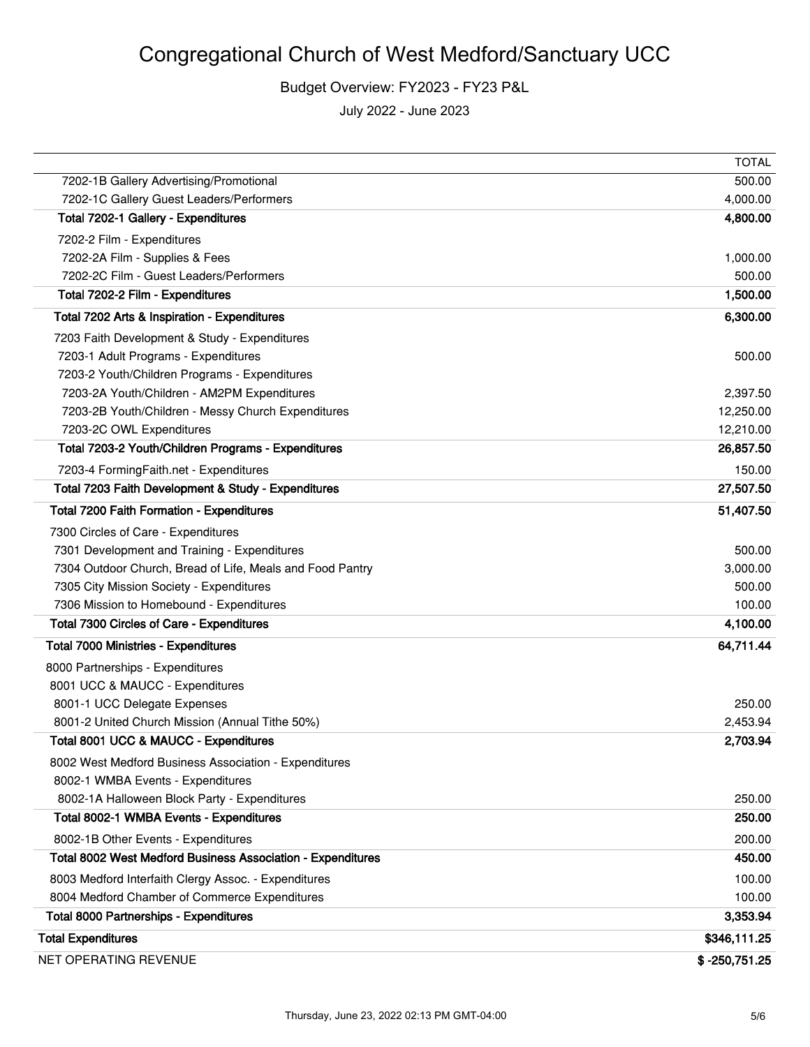# Congregational Church of West Medford/Sanctuary UCC

Budget Overview: FY2023 - FY23 P&L

July 2022 - June 2023

| | TOTAL |
|---|---|
| 7202-1B Gallery Advertising/Promotional | 500.00 |
| 7202-1C Gallery Guest Leaders/Performers | 4,000.00 |
| **Total 7202-1 Gallery - Expenditures** | **4,800.00** |
| 7202-2 Film - Expenditures | |
| 7202-2A Film - Supplies & Fees | 1,000.00 |
| 7202-2C Film - Guest Leaders/Performers | 500.00 |
| **Total 7202-2 Film - Expenditures** | **1,500.00** |
| **Total 7202 Arts & Inspiration - Expenditures** | **6,300.00** |
| 7203 Faith Development & Study - Expenditures | |
| 7203-1 Adult Programs - Expenditures | 500.00 |
| 7203-2 Youth/Children Programs - Expenditures | |
| 7203-2A Youth/Children - AM2PM Expenditures | 2,397.50 |
| 7203-2B Youth/Children - Messy Church Expenditures | 12,250.00 |
| 7203-2C OWL Expenditures | 12,210.00 |
| **Total 7203-2 Youth/Children Programs - Expenditures** | **26,857.50** |
| 7203-4 FormingFaith.net - Expenditures | 150.00 |
| **Total 7203 Faith Development & Study - Expenditures** | **27,507.50** |
| **Total 7200 Faith Formation - Expenditures** | **51,407.50** |
| 7300 Circles of Care - Expenditures | |
| 7301 Development and Training - Expenditures | 500.00 |
| 7304 Outdoor Church, Bread of Life, Meals and Food Pantry | 3,000.00 |
| 7305 City Mission Society - Expenditures | 500.00 |
| 7306 Mission to Homebound - Expenditures | 100.00 |
| **Total 7300 Circles of Care - Expenditures** | **4,100.00** |
| **Total 7000 Ministries - Expenditures** | **64,711.44** |
| 8000 Partnerships - Expenditures | |
| 8001 UCC & MAUCC - Expenditures | |
| 8001-1 UCC Delegate Expenses | 250.00 |
| 8001-2 United Church Mission (Annual Tithe 50%) | 2,453.94 |
| **Total 8001 UCC & MAUCC - Expenditures** | **2,703.94** |
| 8002 West Medford Business Association - Expenditures | |
| 8002-1 WMBA Events - Expenditures | |
| 8002-1A Halloween Block Party - Expenditures | 250.00 |
| **Total 8002-1 WMBA Events - Expenditures** | **250.00** |
| 8002-1B Other Events - Expenditures | 200.00 |
| **Total 8002 West Medford Business Association - Expenditures** | **450.00** |
| 8003 Medford Interfaith Clergy Assoc. - Expenditures | 100.00 |
| 8004 Medford Chamber of Commerce Expenditures | 100.00 |
| **Total 8000 Partnerships - Expenditures** | **3,353.94** |
| **Total Expenditures** | **$346,111.25** |
| NET OPERATING REVENUE | **$ -250,751.25** |

Thursday, June 23, 2022 02:13 PM GMT-04:00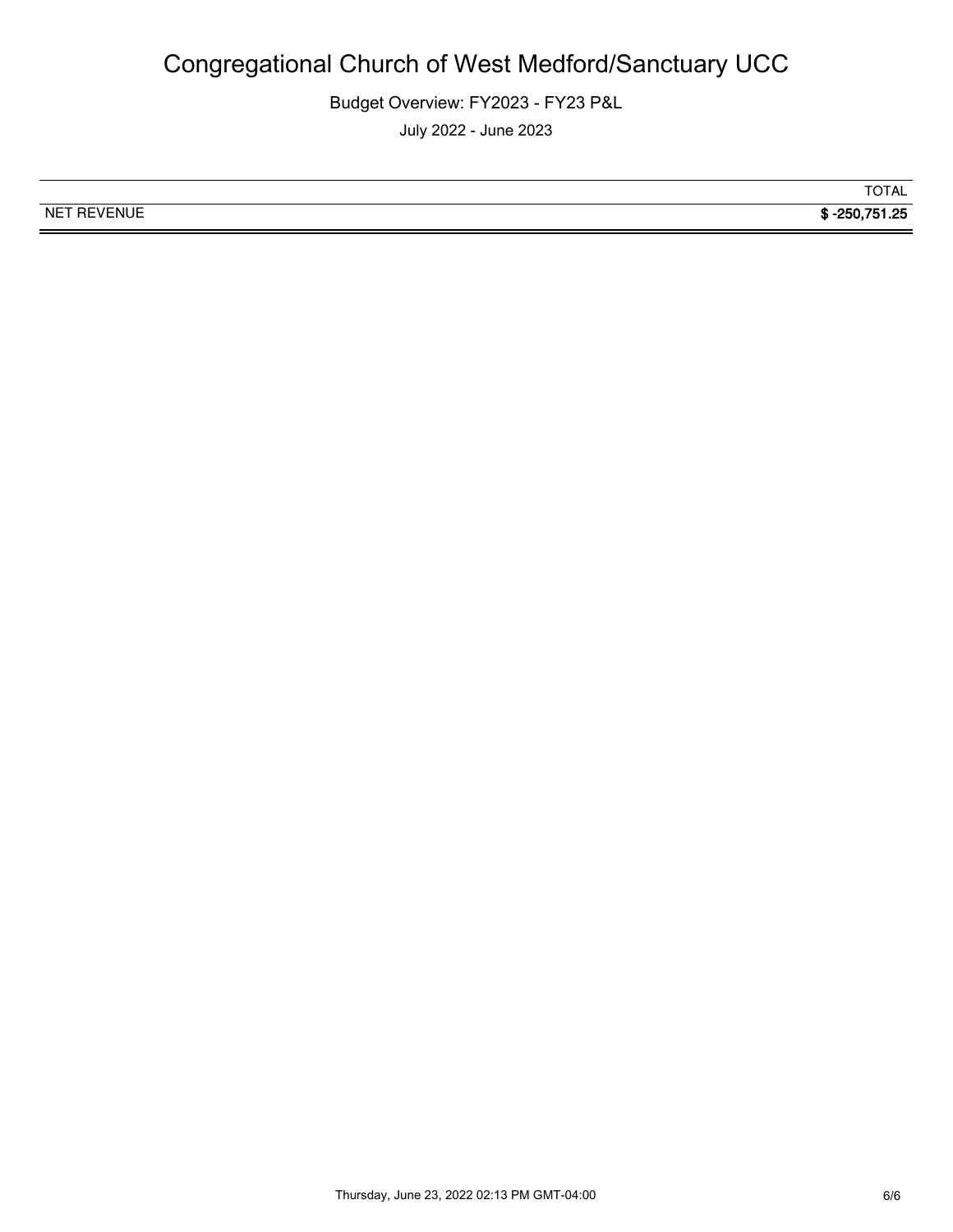# Congregational Church of West Medford/Sanctuary UCC

Budget Overview: FY2023 - FY23 P&L

July 2022 - June 2023

| | TOTAL |
|---|---|
| NET REVENUE | **$ -250,751.25** |

Thursday, June 23, 2022 02:13 PM GMT-04:00